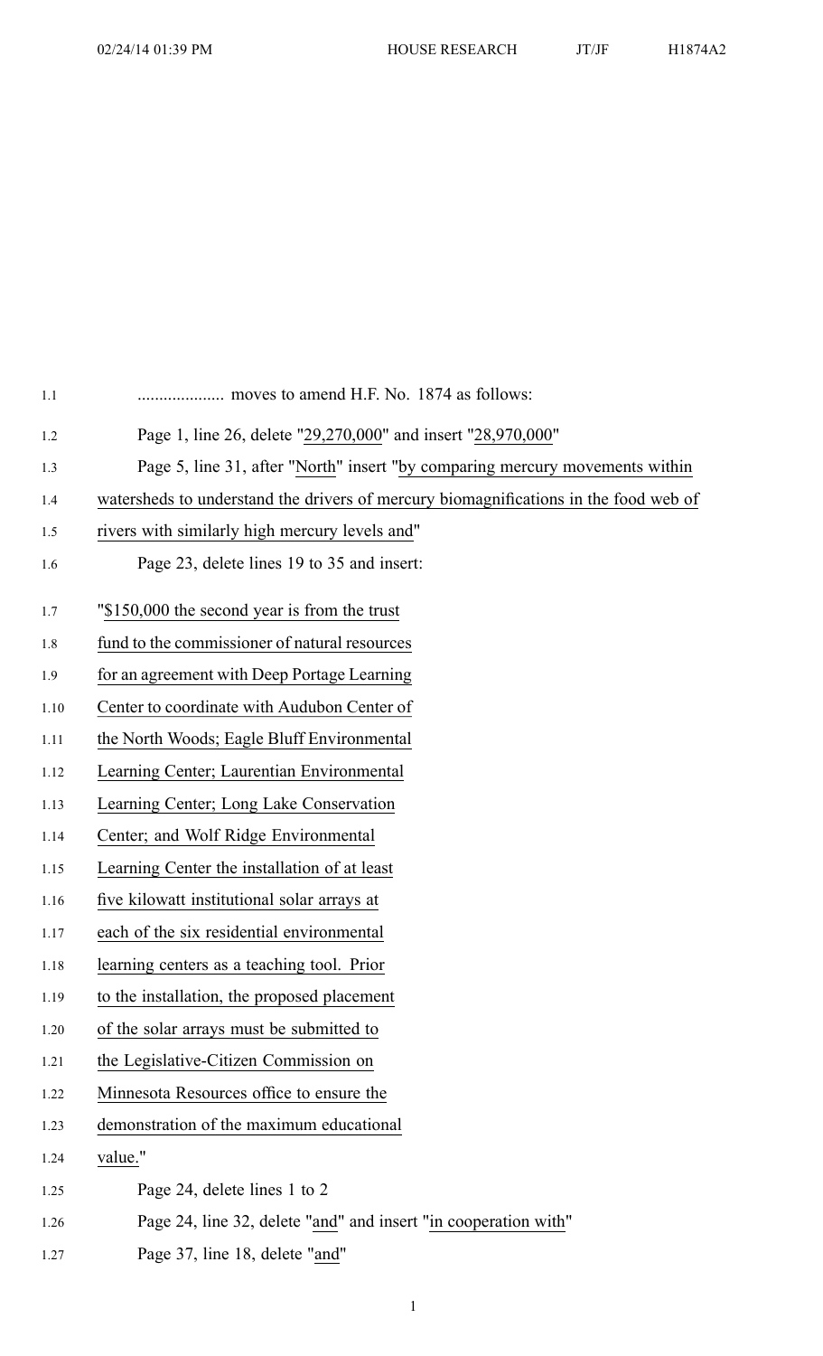.................... moves to amend H.F. No. 1874 as follows:

Page 1, line 26, delete "29,270,000" and insert "28,970,000"

Page 5, line 31, after "North" insert "by comparing mercury movements within watersheds to understand the drivers of mercury biomagnifications in the food web of rivers with similarly high mercury levels and"

Page 23, delete lines 19 to 35 and insert:

"$150,000 the second year is from the trust fund to the commissioner of natural resources for an agreement with Deep Portage Learning Center to coordinate with Audubon Center of the North Woods; Eagle Bluff Environmental Learning Center; Laurentian Environmental Learning Center; Long Lake Conservation Center; and Wolf Ridge Environmental Learning Center the installation of at least five kilowatt institutional solar arrays at each of the six residential environmental learning centers as a teaching tool. Prior to the installation, the proposed placement of the solar arrays must be submitted to the Legislative-Citizen Commission on Minnesota Resources office to ensure the demonstration of the maximum educational value."

Page 24, delete lines 1 to 2

Page 24, line 32, delete "and" and insert "in cooperation with"

Page 37, line 18, delete "and"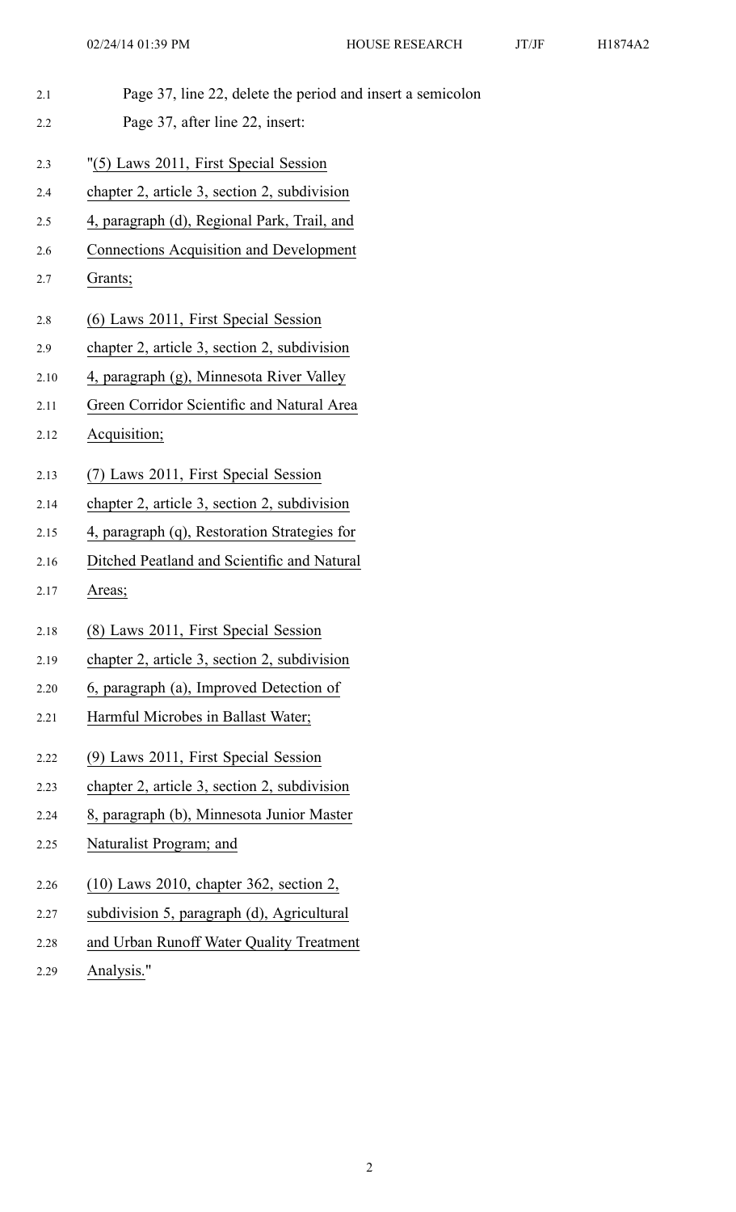Page 37, line 22, delete the period and insert a semicolon

Page 37, after line 22, insert:

"(5) Laws 2011, First Special Session chapter 2, article 3, section 2, subdivision 4, paragraph (d), Regional Park, Trail, and Connections Acquisition and Development Grants;

(6) Laws 2011, First Special Session chapter 2, article 3, section 2, subdivision 4, paragraph (g), Minnesota River Valley Green Corridor Scientific and Natural Area Acquisition;

(7) Laws 2011, First Special Session chapter 2, article 3, section 2, subdivision 4, paragraph (q), Restoration Strategies for Ditched Peatland and Scientific and Natural Areas;

(8) Laws 2011, First Special Session chapter 2, article 3, section 2, subdivision 6, paragraph (a), Improved Detection of Harmful Microbes in Ballast Water;

(9) Laws 2011, First Special Session chapter 2, article 3, section 2, subdivision 8, paragraph (b), Minnesota Junior Master Naturalist Program; and

(10) Laws 2010, chapter 362, section 2, subdivision 5, paragraph (d), Agricultural and Urban Runoff Water Quality Treatment Analysis."